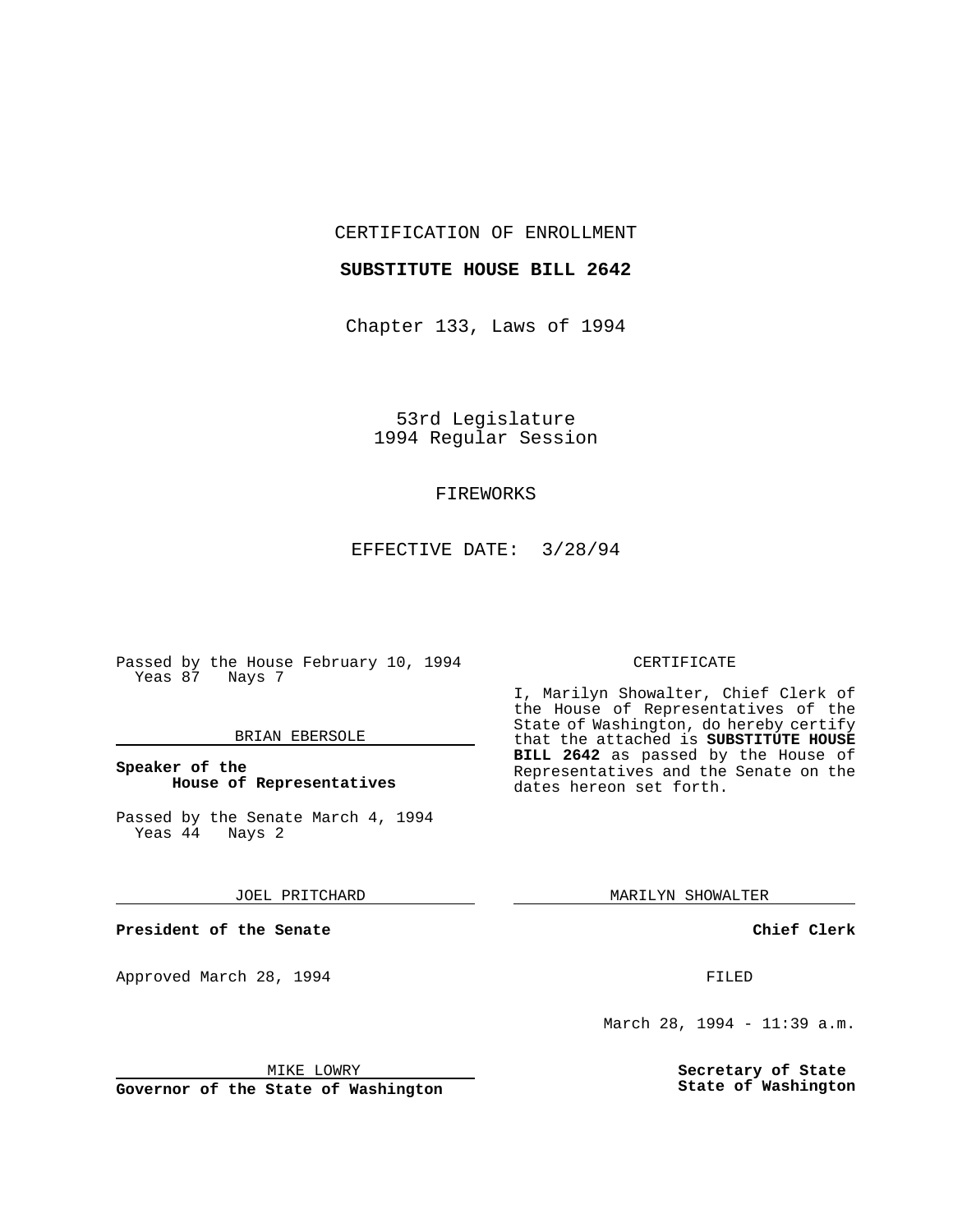CERTIFICATION OF ENROLLMENT

**SUBSTITUTE HOUSE BILL 2642**

Chapter 133, Laws of 1994

53rd Legislature
1994 Regular Session

FIREWORKS

EFFECTIVE DATE: 3/28/94

Passed by the House February 10, 1994
Yeas 87 Nays 7

BRIAN EBERSOLE

**Speaker of the House of Representatives**

Passed by the Senate March 4, 1994
Yeas 44 Nays 2

JOEL PRITCHARD

**President of the Senate**

Approved March 28, 1994

MIKE LOWRY

**Governor of the State of Washington**

CERTIFICATE

I, Marilyn Showalter, Chief Clerk of the House of Representatives of the State of Washington, do hereby certify that the attached is **SUBSTITUTE HOUSE BILL 2642** as passed by the House of Representatives and the Senate on the dates hereon set forth.

MARILYN SHOWALTER

**Chief Clerk**

FILED

March 28, 1994 - 11:39 a.m.

**Secretary of State**
**State of Washington**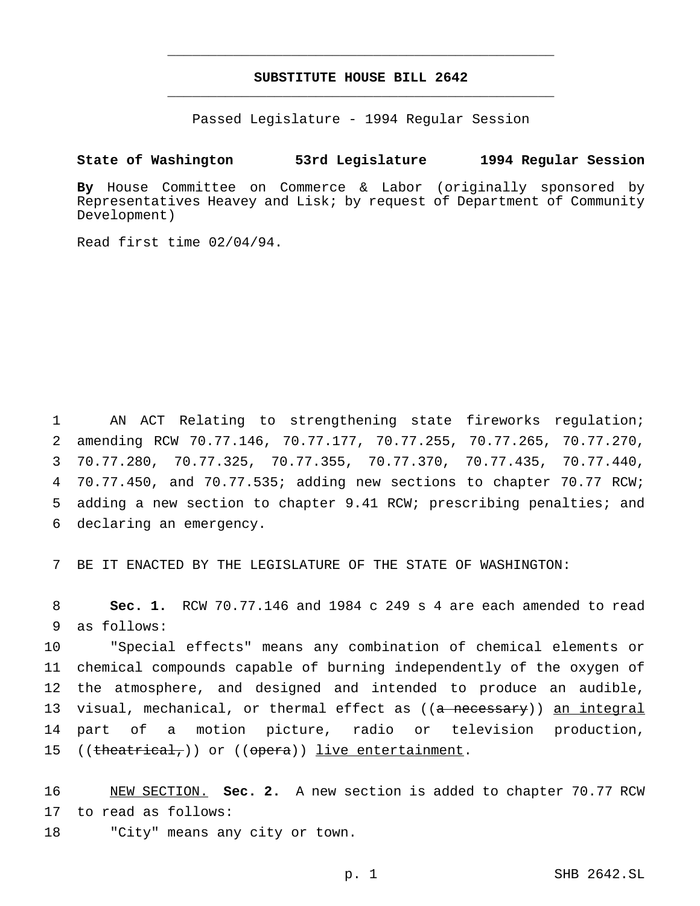# SUBSTITUTE HOUSE BILL 2642

Passed Legislature - 1994 Regular Session

**State of Washington 53rd Legislature 1994 Regular Session**

**By** House Committee on Commerce & Labor (originally sponsored by Representatives Heavey and Lisk; by request of Department of Community Development)

Read first time 02/04/94.

1 AN ACT Relating to strengthening state fireworks regulation; 2 amending RCW 70.77.146, 70.77.177, 70.77.255, 70.77.265, 70.77.270, 3 70.77.280, 70.77.325, 70.77.355, 70.77.370, 70.77.435, 70.77.440, 4 70.77.450, and 70.77.535; adding new sections to chapter 70.77 RCW; 5 adding a new section to chapter 9.41 RCW; prescribing penalties; and 6 declaring an emergency.

7 BE IT ENACTED BY THE LEGISLATURE OF THE STATE OF WASHINGTON:

8 **Sec. 1.** RCW 70.77.146 and 1984 c 249 s 4 are each amended to read 9 as follows:

10 "Special effects" means any combination of chemical elements or 11 chemical compounds capable of burning independently of the oxygen of 12 the atmosphere, and designed and intended to produce an audible, 13 visual, mechanical, or thermal effect as ((~~a necessary~~)) <u>an integral</u> 14 part of a motion picture, radio or television production, 15 ((~~theatrical,~~)) or ((~~opera~~)) <u>live entertainment</u>.

16 <u>NEW SECTION.</u> **Sec. 2.** A new section is added to chapter 70.77 RCW 17 to read as follows:

18 "City" means any city or town.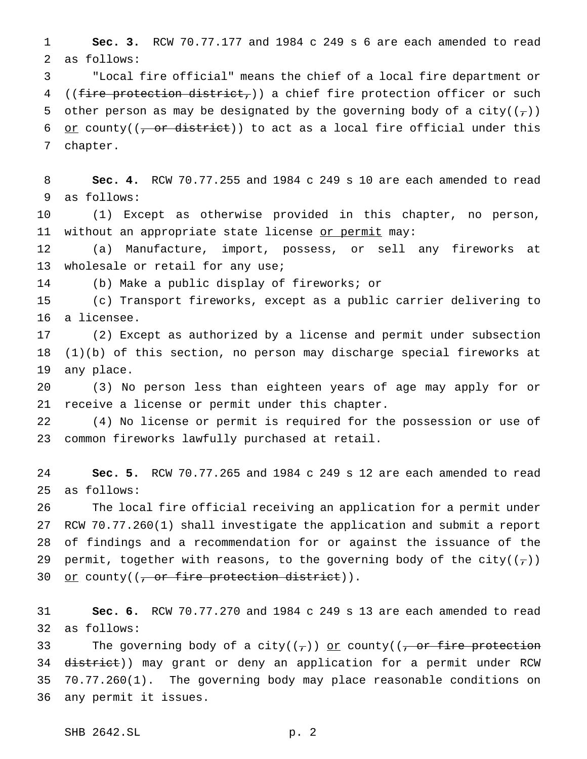**Sec. 3.** RCW 70.77.177 and 1984 c 249 s 6 are each amended to read as follows:

"Local fire official" means the chief of a local fire department or ((~~fire protection district,~~)) a chief fire protection officer or such other person as may be designated by the governing body of a city((~~,~~)) <u>or</u> county((~~, or district~~)) to act as a local fire official under this chapter.

**Sec. 4.** RCW 70.77.255 and 1984 c 249 s 10 are each amended to read as follows:

(1) Except as otherwise provided in this chapter, no person, without an appropriate state license <u>or permit</u> may:

(a) Manufacture, import, possess, or sell any fireworks at wholesale or retail for any use;

(b) Make a public display of fireworks; or

(c) Transport fireworks, except as a public carrier delivering to a licensee.

(2) Except as authorized by a license and permit under subsection (1)(b) of this section, no person may discharge special fireworks at any place.

(3) No person less than eighteen years of age may apply for or receive a license or permit under this chapter.

(4) No license or permit is required for the possession or use of common fireworks lawfully purchased at retail.

**Sec. 5.** RCW 70.77.265 and 1984 c 249 s 12 are each amended to read as follows:

The local fire official receiving an application for a permit under RCW 70.77.260(1) shall investigate the application and submit a report of findings and a recommendation for or against the issuance of the permit, together with reasons, to the governing body of the city((~~,~~)) <u>or</u> county((~~, or fire protection district~~)).

**Sec. 6.** RCW 70.77.270 and 1984 c 249 s 13 are each amended to read as follows:

The governing body of a city((~~,~~)) <u>or</u> county((~~, or fire protection district~~)) may grant or deny an application for a permit under RCW 70.77.260(1). The governing body may place reasonable conditions on any permit it issues.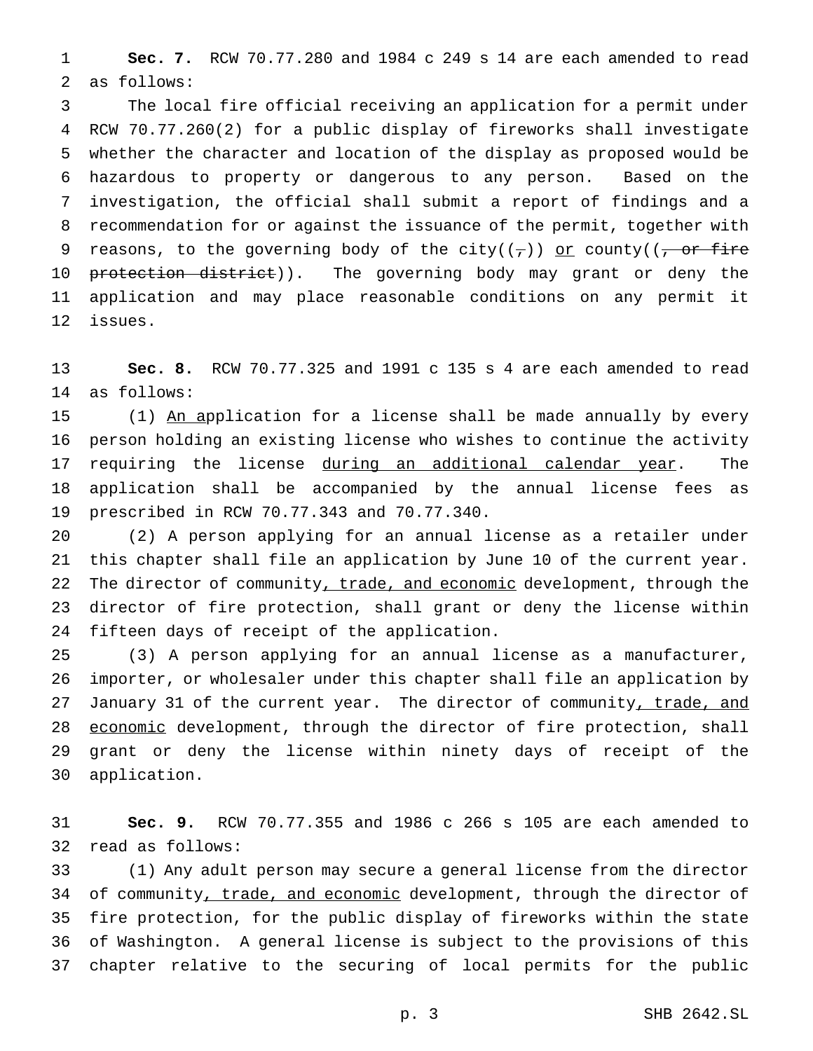**Sec. 7.** RCW 70.77.280 and 1984 c 249 s 14 are each amended to read as follows:

The local fire official receiving an application for a permit under RCW 70.77.260(2) for a public display of fireworks shall investigate whether the character and location of the display as proposed would be hazardous to property or dangerous to any person. Based on the investigation, the official shall submit a report of findings and a recommendation for or against the issuance of the permit, together with reasons, to the governing body of the city((~~,~~)) <u>or</u> county((~~, or fire protection district~~)). The governing body may grant or deny the application and may place reasonable conditions on any permit it issues.

**Sec. 8.** RCW 70.77.325 and 1991 c 135 s 4 are each amended to read as follows:

(1) <u>An a</u>pplication for a license shall be made annually by every person holding an existing license who wishes to continue the activity requiring the license <u>during an additional calendar year</u>. The application shall be accompanied by the annual license fees as prescribed in RCW 70.77.343 and 70.77.340.

(2) A person applying for an annual license as a retailer under this chapter shall file an application by June 10 of the current year. The director of community<u>, trade, and economic</u> development, through the director of fire protection, shall grant or deny the license within fifteen days of receipt of the application.

(3) A person applying for an annual license as a manufacturer, importer, or wholesaler under this chapter shall file an application by January 31 of the current year. The director of community<u>, trade, and economic</u> development, through the director of fire protection, shall grant or deny the license within ninety days of receipt of the application.

**Sec. 9.** RCW 70.77.355 and 1986 c 266 s 105 are each amended to read as follows:

(1) Any adult person may secure a general license from the director of community<u>, trade, and economic</u> development, through the director of fire protection, for the public display of fireworks within the state of Washington. A general license is subject to the provisions of this chapter relative to the securing of local permits for the public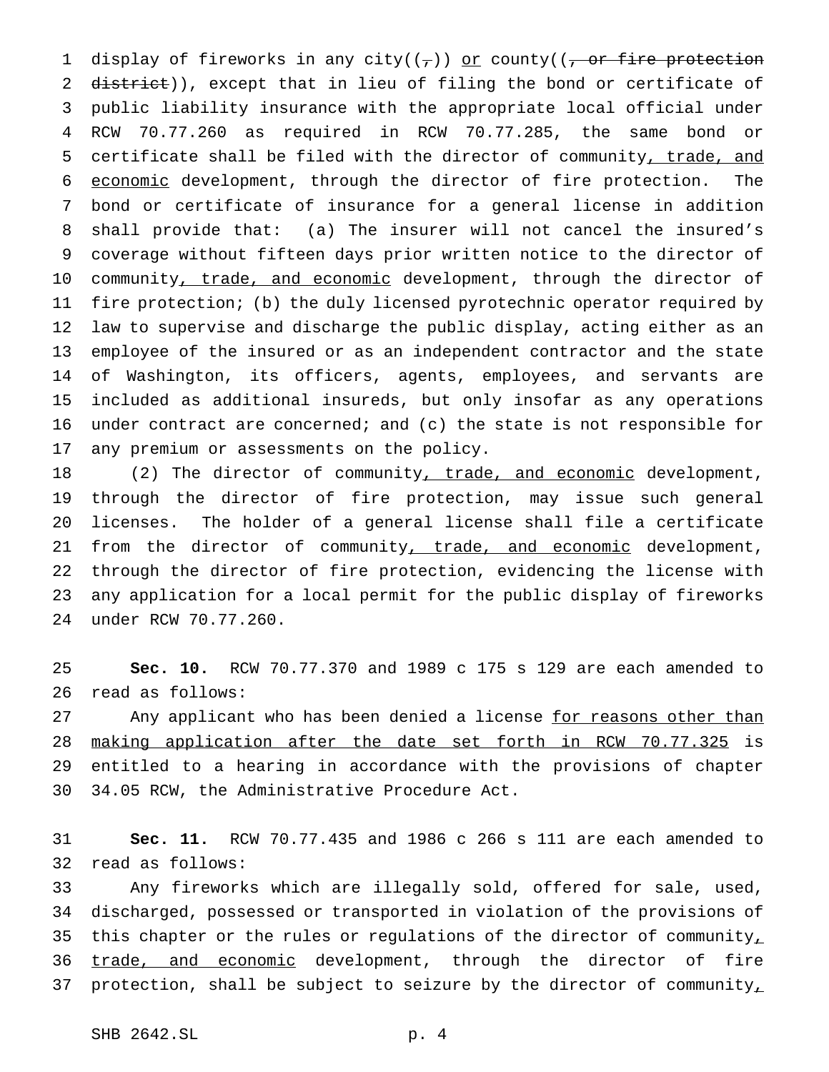display of fireworks in any city((,)) or county((, or fire protection district)), except that in lieu of filing the bond or certificate of public liability insurance with the appropriate local official under RCW 70.77.260 as required in RCW 70.77.285, the same bond or certificate shall be filed with the director of community, trade, and economic development, through the director of fire protection. The bond or certificate of insurance for a general license in addition shall provide that: (a) The insurer will not cancel the insured's coverage without fifteen days prior written notice to the director of community, trade, and economic development, through the director of fire protection; (b) the duly licensed pyrotechnic operator required by law to supervise and discharge the public display, acting either as an employee of the insured or as an independent contractor and the state of Washington, its officers, agents, employees, and servants are included as additional insureds, but only insofar as any operations under contract are concerned; and (c) the state is not responsible for any premium or assessments on the policy.

(2) The director of community, trade, and economic development, through the director of fire protection, may issue such general licenses. The holder of a general license shall file a certificate from the director of community, trade, and economic development, through the director of fire protection, evidencing the license with any application for a local permit for the public display of fireworks under RCW 70.77.260.

**Sec. 10.** RCW 70.77.370 and 1989 c 175 s 129 are each amended to read as follows:

Any applicant who has been denied a license for reasons other than making application after the date set forth in RCW 70.77.325 is entitled to a hearing in accordance with the provisions of chapter 34.05 RCW, the Administrative Procedure Act.

**Sec. 11.** RCW 70.77.435 and 1986 c 266 s 111 are each amended to read as follows:

Any fireworks which are illegally sold, offered for sale, used, discharged, possessed or transported in violation of the provisions of this chapter or the rules or regulations of the director of community, trade, and economic development, through the director of fire protection, shall be subject to seizure by the director of community,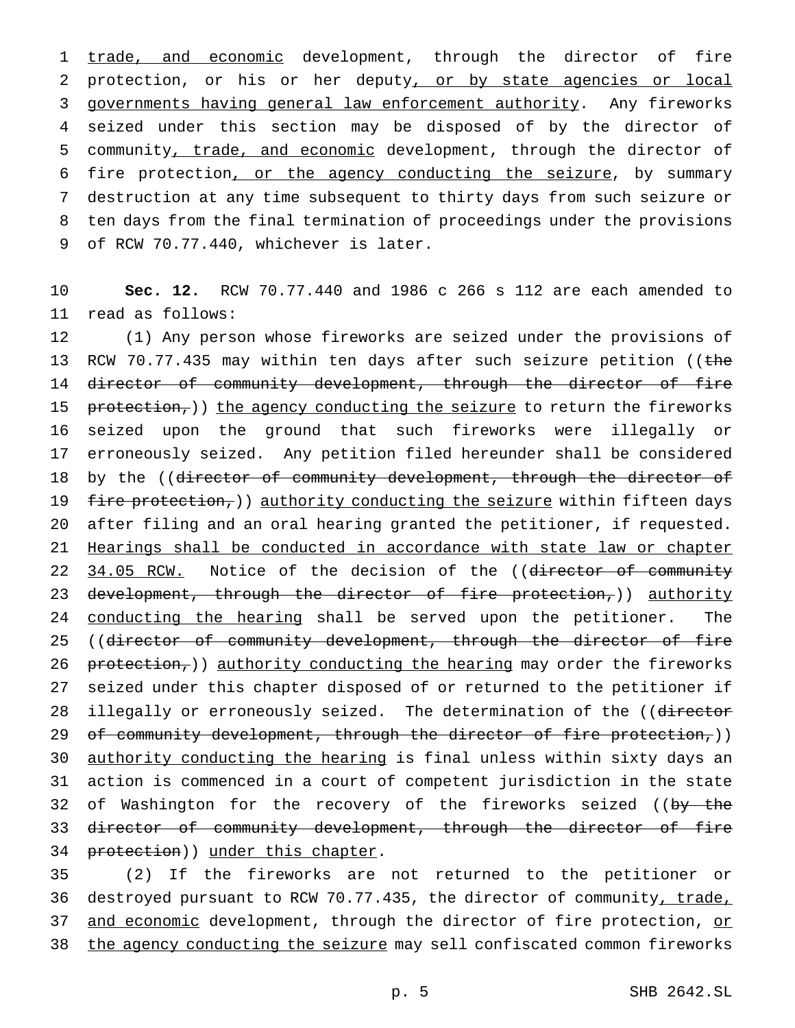trade, and economic development, through the director of fire protection, or his or her deputy, or by state agencies or local governments having general law enforcement authority. Any fireworks seized under this section may be disposed of by the director of community, trade, and economic development, through the director of fire protection, or the agency conducting the seizure, by summary destruction at any time subsequent to thirty days from such seizure or ten days from the final termination of proceedings under the provisions of RCW 70.77.440, whichever is later.

**Sec. 12.** RCW 70.77.440 and 1986 c 266 s 112 are each amended to read as follows:

(1) Any person whose fireworks are seized under the provisions of RCW 70.77.435 may within ten days after such seizure petition ((the director of community development, through the director of fire protection,)) the agency conducting the seizure to return the fireworks seized upon the ground that such fireworks were illegally or erroneously seized. Any petition filed hereunder shall be considered by the ((director of community development, through the director of fire protection,)) authority conducting the seizure within fifteen days after filing and an oral hearing granted the petitioner, if requested. Hearings shall be conducted in accordance with state law or chapter 34.05 RCW. Notice of the decision of the ((director of community development, through the director of fire protection,)) authority conducting the hearing shall be served upon the petitioner. The ((director of community development, through the director of fire protection,)) authority conducting the hearing may order the fireworks seized under this chapter disposed of or returned to the petitioner if illegally or erroneously seized. The determination of the ((director of community development, through the director of fire protection,)) authority conducting the hearing is final unless within sixty days an action is commenced in a court of competent jurisdiction in the state of Washington for the recovery of the fireworks seized ((by the director of community development, through the director of fire protection)) under this chapter.

(2) If the fireworks are not returned to the petitioner or destroyed pursuant to RCW 70.77.435, the director of community, trade, and economic development, through the director of fire protection, or the agency conducting the seizure may sell confiscated common fireworks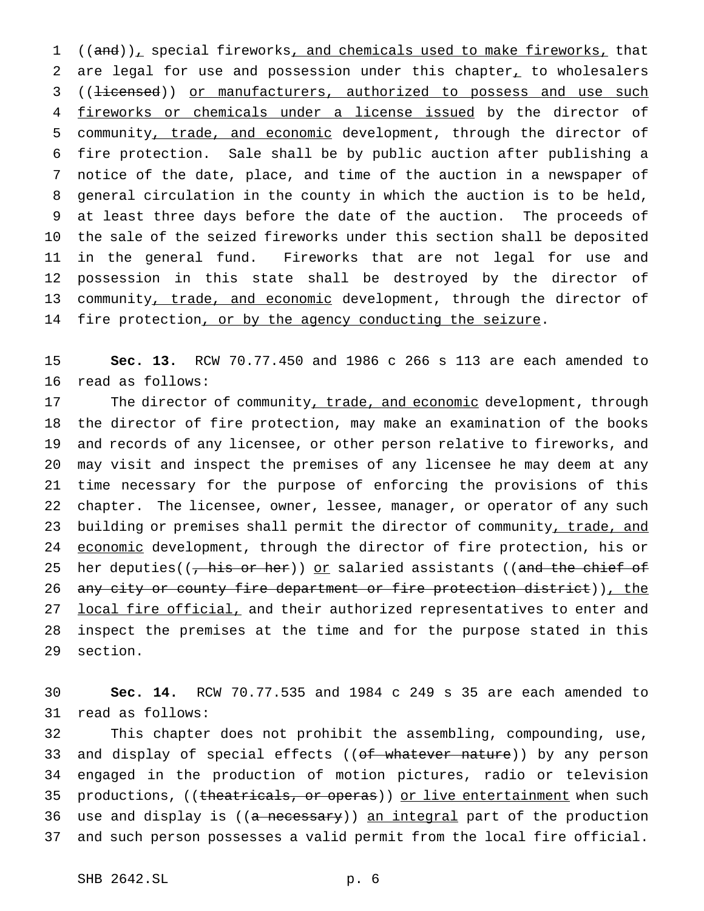((~~and~~)), special fireworks, and chemicals used to make fireworks, that are legal for use and possession under this chapter, to wholesalers ((~~licensed~~)) or manufacturers, authorized to possess and use such fireworks or chemicals under a license issued by the director of community, trade, and economic development, through the director of fire protection. Sale shall be by public auction after publishing a notice of the date, place, and time of the auction in a newspaper of general circulation in the county in which the auction is to be held, at least three days before the date of the auction. The proceeds of the sale of the seized fireworks under this section shall be deposited in the general fund. Fireworks that are not legal for use and possession in this state shall be destroyed by the director of community, trade, and economic development, through the director of fire protection, or by the agency conducting the seizure.

**Sec. 13.** RCW 70.77.450 and 1986 c 266 s 113 are each amended to read as follows:

The director of community, trade, and economic development, through the director of fire protection, may make an examination of the books and records of any licensee, or other person relative to fireworks, and may visit and inspect the premises of any licensee he may deem at any time necessary for the purpose of enforcing the provisions of this chapter. The licensee, owner, lessee, manager, or operator of any such building or premises shall permit the director of community, trade, and economic development, through the director of fire protection, his or her deputies((~~, his or her~~)) or salaried assistants ((~~and the chief of any city or county fire department or fire protection district~~)), the local fire official, and their authorized representatives to enter and inspect the premises at the time and for the purpose stated in this section.

**Sec. 14.** RCW 70.77.535 and 1984 c 249 s 35 are each amended to read as follows:

This chapter does not prohibit the assembling, compounding, use, and display of special effects ((~~of whatever nature~~)) by any person engaged in the production of motion pictures, radio or television productions, ((~~theatricals, or operas~~)) or live entertainment when such use and display is ((~~a necessary~~)) an integral part of the production and such person possesses a valid permit from the local fire official.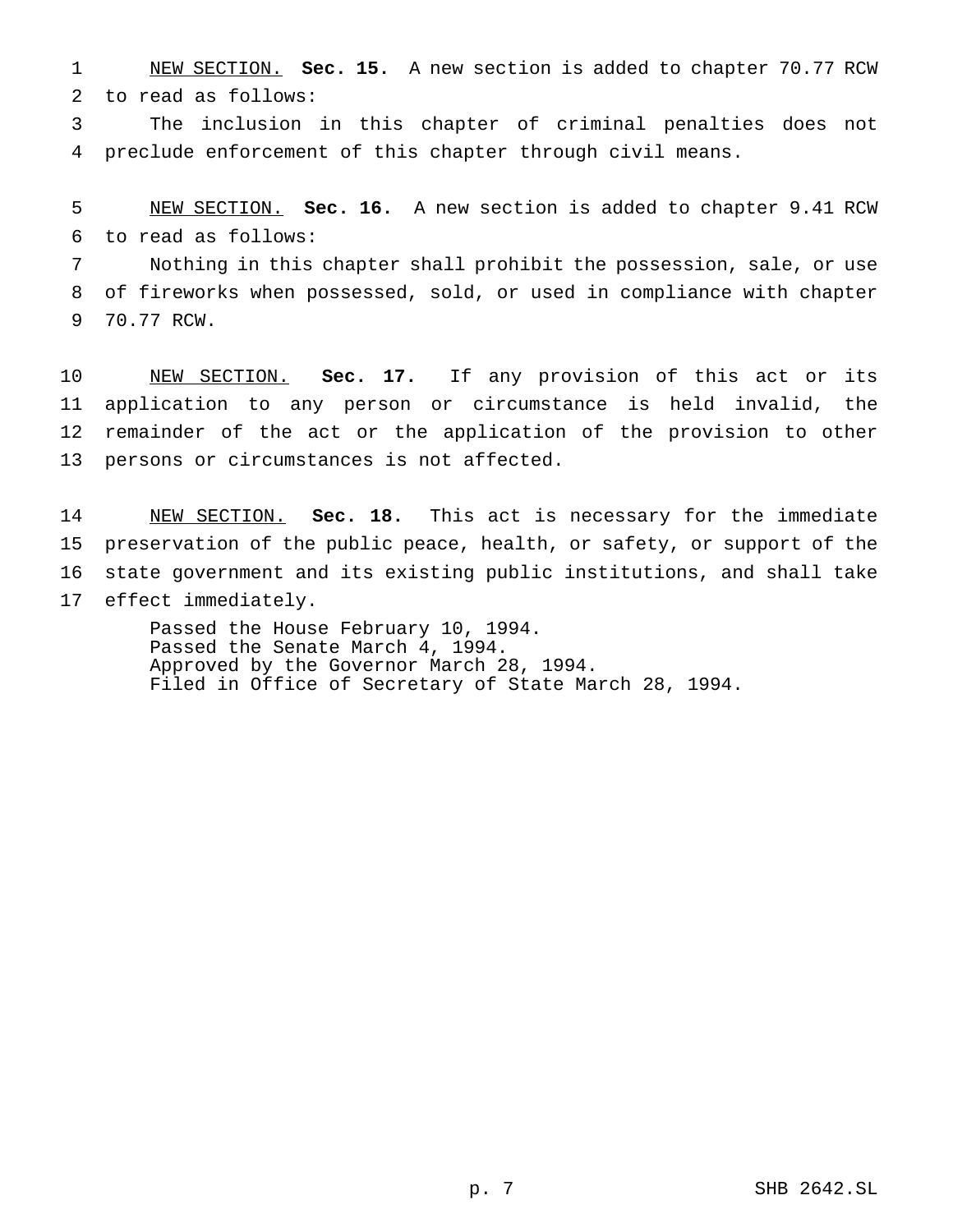NEW SECTION. **Sec. 15.** A new section is added to chapter 70.77 RCW to read as follows:

The inclusion in this chapter of criminal penalties does not preclude enforcement of this chapter through civil means.

NEW SECTION. **Sec. 16.** A new section is added to chapter 9.41 RCW to read as follows:

Nothing in this chapter shall prohibit the possession, sale, or use of fireworks when possessed, sold, or used in compliance with chapter 70.77 RCW.

NEW SECTION. **Sec. 17.** If any provision of this act or its application to any person or circumstance is held invalid, the remainder of the act or the application of the provision to other persons or circumstances is not affected.

NEW SECTION. **Sec. 18.** This act is necessary for the immediate preservation of the public peace, health, or safety, or support of the state government and its existing public institutions, and shall take effect immediately.

Passed the House February 10, 1994.
Passed the Senate March 4, 1994.
Approved by the Governor March 28, 1994.
Filed in Office of Secretary of State March 28, 1994.